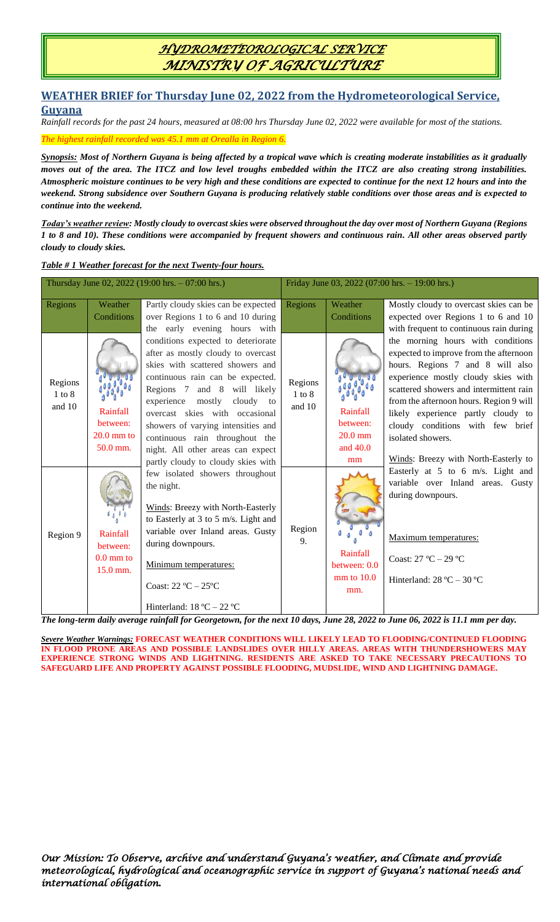# HYDROMETEOROLOGICAL SERVICE
# MINISTRY OF AGRICULTURE

## WEATHER BRIEF for Thursday June 02, 2022 from the Hydrometeorological Service, Guyana

*Rainfall records for the past 24 hours, measured at 08:00 hrs Thursday June 02, 2022 were available for most of the stations.*

*The highest rainfall recorded was 45.1 mm at Orealla in Region 6.*

***Synopsis:*** ***Most of Northern Guyana is being affected by a tropical wave which is creating moderate instabilities as it gradually moves out of the area. The ITCZ and low level troughs embedded within the ITCZ are also creating strong instabilities. Atmospheric moisture continues to be very high and these conditions are expected to continue for the next 12 hours and into the weekend. Strong subsidence over Southern Guyana is producing relatively stable conditions over those areas and is expected to continue into the weekend.***

***Today's weather review:*** ***Mostly cloudy to overcast skies were observed throughout the day over most of Northern Guyana (Regions 1 to 8 and 10). These conditions were accompanied by frequent showers and continuous rain. All other areas observed partly cloudy to cloudy skies.***

***Table # 1 Weather forecast for the next Twenty-four hours.***

| Thursday June 02, 2022 (19:00 hrs. – 07:00 hrs.) | | | Friday June 03, 2022 (07:00 hrs. – 19:00 hrs.) | | |
|---|---|---|---|---|---|
| Regions | Weather Conditions | Partly cloudy skies can be expected over Regions 1 to 6 and 10 during the early evening hours with conditions expected to deteriorate after as mostly cloudy to overcast skies with scattered showers and continuous rain can be expected. Regions 7 and 8 will likely experience mostly cloudy to overcast skies with occasional showers of varying intensities and continuous rain throughout the night. All other areas can expect partly cloudy to cloudy skies with few isolated showers throughout the night.<br><br>Winds: Breezy with North-Easterly to Easterly at 3 to 5 m/s. Light and variable over Inland areas. Gusty during downpours.<br><br>Minimum temperatures:<br><br>Coast: 22 ºC – 25ºC<br><br>Hinterland: 18 ºC – 22 ºC | Regions | Weather Conditions | Mostly cloudy to overcast skies can be expected over Regions 1 to 6 and 10 with frequent to continuous rain during the morning hours with conditions expected to improve from the afternoon hours. Regions 7 and 8 will also experience mostly cloudy skies with scattered showers and intermittent rain from the afternoon hours. Region 9 will likely experience partly cloudy to cloudy conditions with few brief isolated showers.<br><br>Winds: Breezy with North-Easterly to Easterly at 5 to 6 m/s. Light and variable over Inland areas. Gusty during downpours.<br><br>Maximum temperatures:<br><br>Coast: 27 ºC – 29 ºC<br><br>Hinterland: 28 ºC – 30 ºC |
| Regions 1 to 8 and 10 | Rainfall between: 20.0 mm to 50.0 mm. | | Regions 1 to 8 and 10 | Rainfall between: 20.0 mm and 40.0 mm | |
| Region 9 | Rainfall between: 0.0 mm to 15.0 mm. | | Region 9. | Rainfall between: 0.0 mm to 10.0 mm. | |

***The long-term daily average rainfall for Georgetown, for the next 10 days, June 28, 2022 to June 06, 2022 is 11.1 mm per day.***

***Severe Weather Warnings:*** **FORECAST WEATHER CONDITIONS WILL LIKELY LEAD TO FLOODING/CONTINUED FLOODING IN FLOOD PRONE AREAS AND POSSIBLE LANDSLIDES OVER HILLY AREAS. AREAS WITH THUNDERSHOWERS MAY EXPERIENCE STRONG WINDS AND LIGHTNING. RESIDENTS ARE ASKED TO TAKE NECESSARY PRECAUTIONS TO SAFEGUARD LIFE AND PROPERTY AGAINST POSSIBLE FLOODING, MUDSLIDE, WIND AND LIGHTNING DAMAGE.**

*Our Mission: To Observe, archive and understand Guyana's weather, and Climate and provide meteorological, hydrological and oceanographic service in support of Guyana's national needs and international obligation.*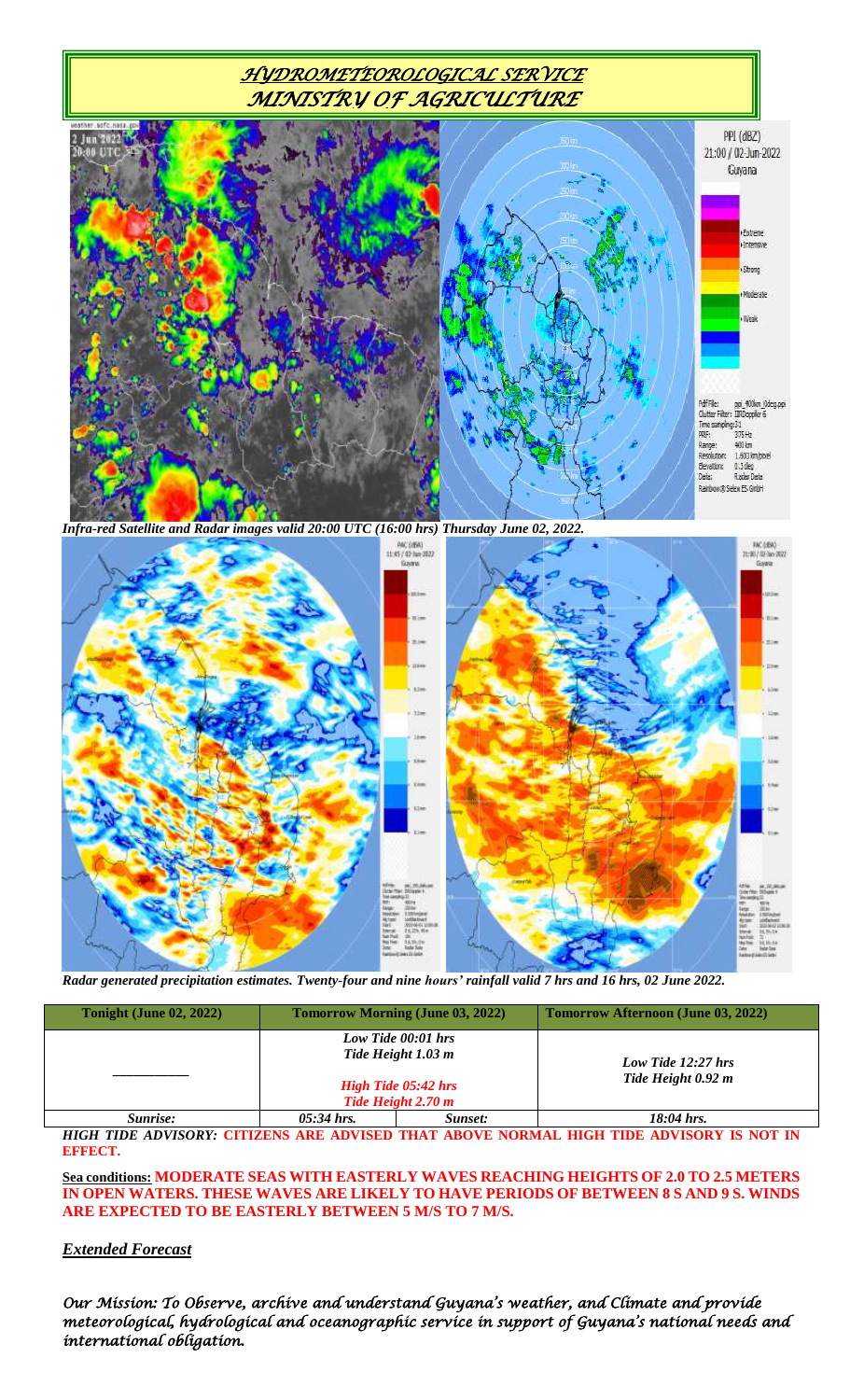# *HYDROMETEOROLOGICAL SERVICE MINISTRY OF AGRICULTURE*

*Infra-red Satellite and Radar images valid 20:00 UTC (16:00 hrs) Thursday June 02, 2022.*

*Radar generated precipitation estimates. Twenty-four and nine hours' rainfall valid 7 hrs and 16 hrs, 02 June 2022.*

| Tonight (June 02, 2022) | Tomorrow Morning (June 03, 2022) | | Tomorrow Afternoon (June 03, 2022) |
|---|---|---|---|
| __________ | *Low Tide 00:01 hrs* *Tide Height 1.03 m* *High Tide 05:42 hrs* *Tide Height 2.70 m* | | *Low Tide 12:27 hrs* *Tide Height 0.92 m* |
| *Sunrise:* | *05:34 hrs.* | *Sunset:* | *18:04 hrs.* |

***HIGH TIDE ADVISORY:* CITIZENS ARE ADVISED THAT ABOVE NORMAL HIGH TIDE ADVISORY IS NOT IN EFFECT.**

**Sea conditions: MODERATE SEAS WITH EASTERLY WAVES REACHING HEIGHTS OF 2.0 TO 2.5 METERS IN OPEN WATERS. THESE WAVES ARE LIKELY TO HAVE PERIODS OF BETWEEN 8 S AND 9 S. WINDS ARE EXPECTED TO BE EASTERLY BETWEEN 5 M/S TO 7 M/S.**

## *Extended Forecast*

*Our Mission: To Observe, archive and understand Guyana's weather, and Climate and provide meteorological, hydrological and oceanographic service in support of Guyana's national needs and international obligation.*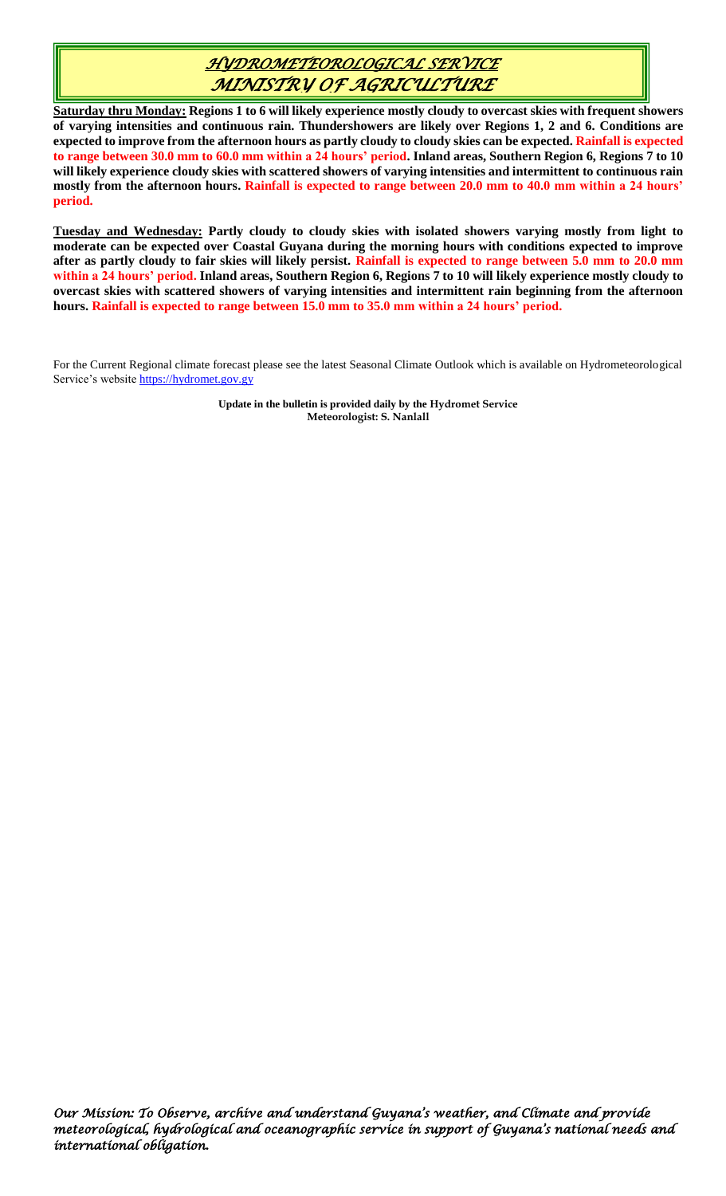# *HYDROMETEOROLOGICAL SERVICE*
# *MINISTRY OF AGRICULTURE*

**Saturday thru Monday: Regions 1 to 6 will likely experience mostly cloudy to overcast skies with frequent showers of varying intensities and continuous rain. Thundershowers are likely over Regions 1, 2 and 6. Conditions are expected to improve from the afternoon hours as partly cloudy to cloudy skies can be expected. Rainfall is expected to range between 30.0 mm to 60.0 mm within a 24 hours' period. Inland areas, Southern Region 6, Regions 7 to 10 will likely experience cloudy skies with scattered showers of varying intensities and intermittent to continuous rain mostly from the afternoon hours. Rainfall is expected to range between 20.0 mm to 40.0 mm within a 24 hours' period.**

**Tuesday and Wednesday: Partly cloudy to cloudy skies with isolated showers varying mostly from light to moderate can be expected over Coastal Guyana during the morning hours with conditions expected to improve after as partly cloudy to fair skies will likely persist. Rainfall is expected to range between 5.0 mm to 20.0 mm within a 24 hours' period. Inland areas, Southern Region 6, Regions 7 to 10 will likely experience mostly cloudy to overcast skies with scattered showers of varying intensities and intermittent rain beginning from the afternoon hours. Rainfall is expected to range between 15.0 mm to 35.0 mm within a 24 hours' period.**

For the Current Regional climate forecast please see the latest Seasonal Climate Outlook which is available on Hydrometeorological Service's website https://hydromet.gov.gy

**Update in the bulletin is provided daily by the Hydromet Service**
**Meteorologist: S. Nanlall**

*Our Mission: To Observe, archive and understand Guyana's weather, and Climate and provide meteorological, hydrological and oceanographic service in support of Guyana's national needs and international obligation.*